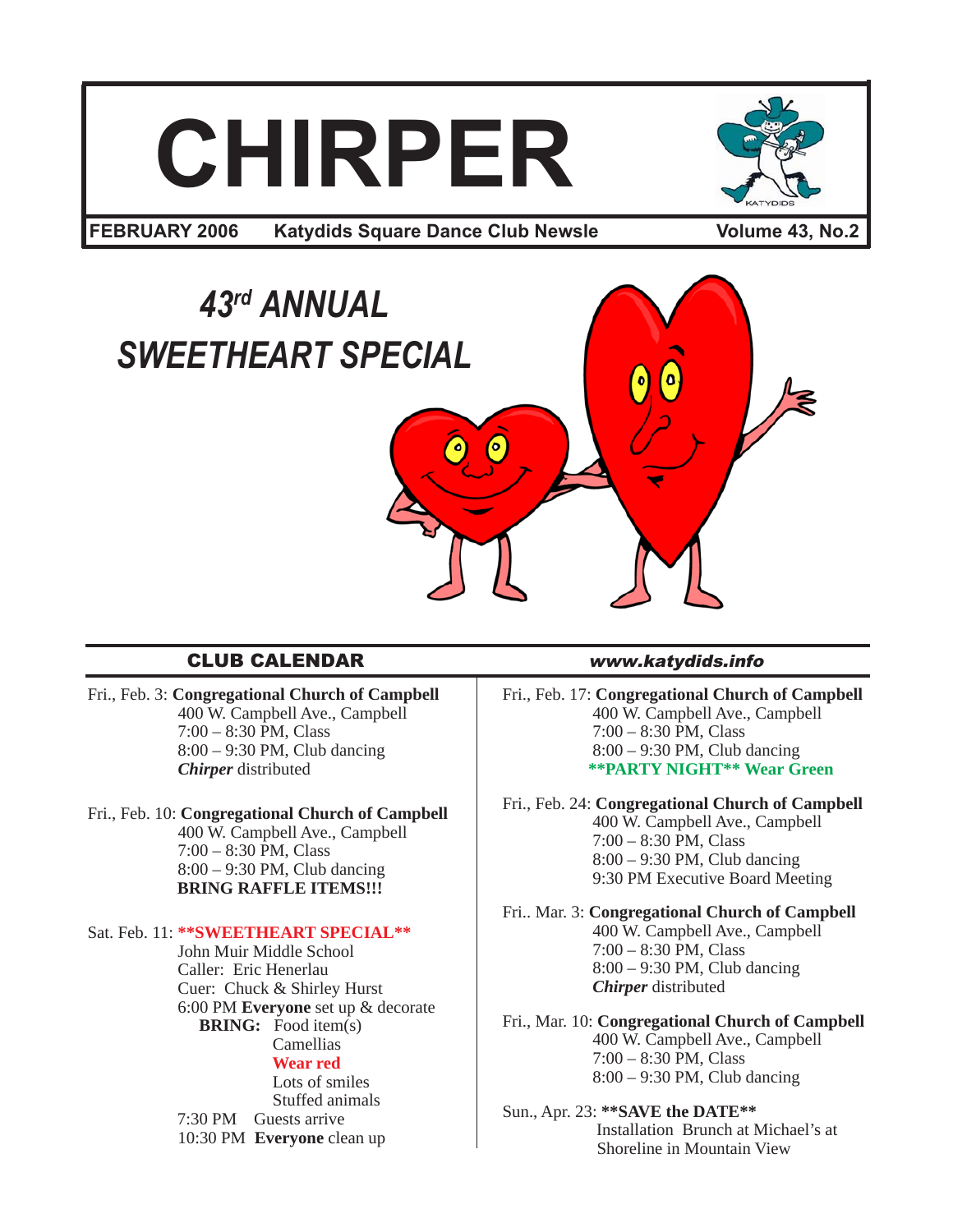# CHIRPER

**FEBRUARY 2006** **Katydids Square Dance Club Newsle** **Volume 43, No.2**

## *43rd ANNUAL SWEETHEART SPECIAL*

## CLUB CALENDAR

*www.katydids.info*

Fri., Feb. 3: **Congregational Church of Campbell**
400 W. Campbell Ave., Campbell
7:00 – 8:30 PM, Class
8:00 – 9:30 PM, Club dancing
***Chirper*** distributed

Fri., Feb. 10: **Congregational Church of Campbell**
400 W. Campbell Ave., Campbell
7:00 – 8:30 PM, Class
8:00 – 9:30 PM, Club dancing
**BRING RAFFLE ITEMS!!!**

Sat. Feb. 11: **\*\*SWEETHEART SPECIAL\*\***
John Muir Middle School
Caller: Eric Henerlau
Cuer: Chuck & Shirley Hurst
6:00 PM **Everyone** set up & decorate
**BRING:** Food item(s)
Camellias
**Wear red**
Lots of smiles
Stuffed animals
7:30 PM Guests arrive
10:30 PM **Everyone** clean up

Fri., Feb. 17: **Congregational Church of Campbell**
400 W. Campbell Ave., Campbell
7:00 – 8:30 PM, Class
8:00 – 9:30 PM, Club dancing
**\*\*PARTY NIGHT\*\* Wear Green**

Fri., Feb. 24: **Congregational Church of Campbell**
400 W. Campbell Ave., Campbell
7:00 – 8:30 PM, Class
8:00 – 9:30 PM, Club dancing
9:30 PM Executive Board Meeting

Fri.. Mar. 3: **Congregational Church of Campbell**
400 W. Campbell Ave., Campbell
7:00 – 8:30 PM, Class
8:00 – 9:30 PM, Club dancing
***Chirper*** distributed

Fri., Mar. 10: **Congregational Church of Campbell**
400 W. Campbell Ave., Campbell
7:00 – 8:30 PM, Class
8:00 – 9:30 PM, Club dancing

Sun., Apr. 23: **\*\*SAVE the DATE\*\***
Installation Brunch at Michael's at Shoreline in Mountain View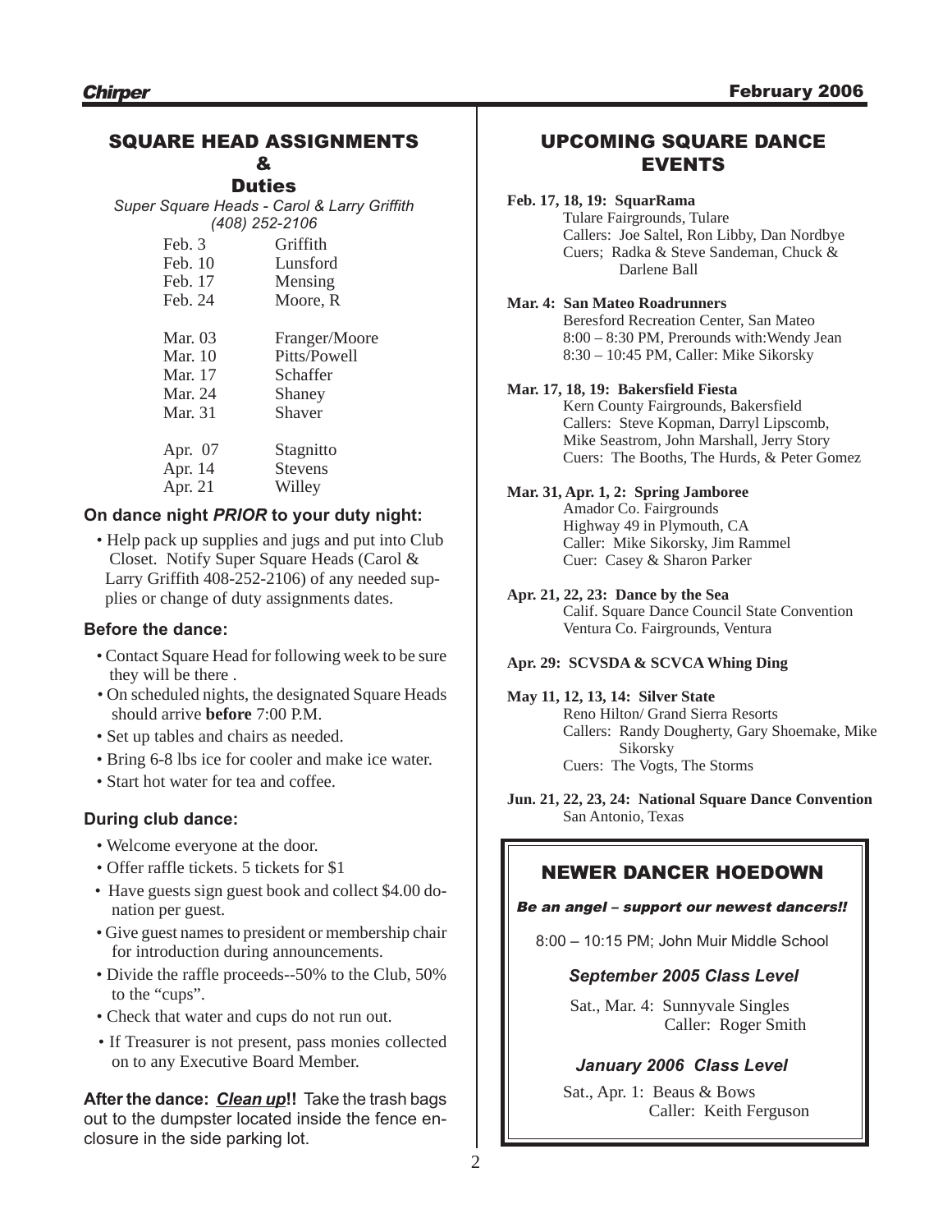## SQUARE HEAD ASSIGNMENTS & Duties

*Super Square Heads - Carol & Larry Griffith (408) 252-2106*

| Date | Name |
|---|---|
| Feb. 3 | Griffith |
| Feb. 10 | Lunsford |
| Feb. 17 | Mensing |
| Feb. 24 | Moore, R |
| Mar. 03 | Franger/Moore |
| Mar. 10 | Pitts/Powell |
| Mar. 17 | Schaffer |
| Mar. 24 | Shaney |
| Mar. 31 | Shaver |
| Apr. 07 | Stagnitto |
| Apr. 14 | Stevens |
| Apr. 21 | Willey |

### On dance night *PRIOR* to your duty night:

- Help pack up supplies and jugs and put into Club Closet. Notify Super Square Heads (Carol & Larry Griffith 408-252-2106) of any needed supplies or change of duty assignments dates.

### Before the dance:

- Contact Square Head for following week to be sure they will be there .
- On scheduled nights, the designated Square Heads should arrive **before** 7:00 P.M.
- Set up tables and chairs as needed.
- Bring 6-8 lbs ice for cooler and make ice water.
- Start hot water for tea and coffee.

### During club dance:

- Welcome everyone at the door.
- Offer raffle tickets. 5 tickets for $1
- Have guests sign guest book and collect $4.00 donation per guest.
- Give guest names to president or membership chair for introduction during announcements.
- Divide the raffle proceeds--50% to the Club, 50% to the "cups".
- Check that water and cups do not run out.
- If Treasurer is not present, pass monies collected on to any Executive Board Member.

**After the dance: *Clean up*!!** Take the trash bags out to the dumpster located inside the fence enclosure in the side parking lot.

## UPCOMING SQUARE DANCE EVENTS

**Feb. 17, 18, 19: SquarRama**
Tulare Fairgrounds, Tulare
Callers: Joe Saltel, Ron Libby, Dan Nordbye
Cuers; Radka & Steve Sandeman, Chuck & Darlene Ball

**Mar. 4: San Mateo Roadrunners**
Beresford Recreation Center, San Mateo
8:00 – 8:30 PM, Prerounds with:Wendy Jean
8:30 – 10:45 PM, Caller: Mike Sikorsky

**Mar. 17, 18, 19: Bakersfield Fiesta**
Kern County Fairgrounds, Bakersfield
Callers: Steve Kopman, Darryl Lipscomb, Mike Seastrom, John Marshall, Jerry Story
Cuers: The Booths, The Hurds, & Peter Gomez

**Mar. 31, Apr. 1, 2: Spring Jamboree**
Amador Co. Fairgrounds
Highway 49 in Plymouth, CA
Caller: Mike Sikorsky, Jim Rammel
Cuer: Casey & Sharon Parker

**Apr. 21, 22, 23: Dance by the Sea**
Calif. Square Dance Council State Convention
Ventura Co. Fairgrounds, Ventura

**Apr. 29: SCVSDA & SCVCA Whing Ding**

**May 11, 12, 13, 14: Silver State**
Reno Hilton/ Grand Sierra Resorts
Callers: Randy Dougherty, Gary Shoemake, Mike Sikorsky
Cuers: The Vogts, The Storms

**Jun. 21, 22, 23, 24: National Square Dance Convention**
San Antonio, Texas

## NEWER DANCER HOEDOWN

***Be an angel – support our newest dancers!!***

8:00 – 10:15 PM; John Muir Middle School

***September 2005 Class Level***

Sat., Mar. 4: Sunnyvale Singles
Caller: Roger Smith

***January 2006 Class Level***

Sat., Apr. 1: Beaus & Bows
Caller: Keith Ferguson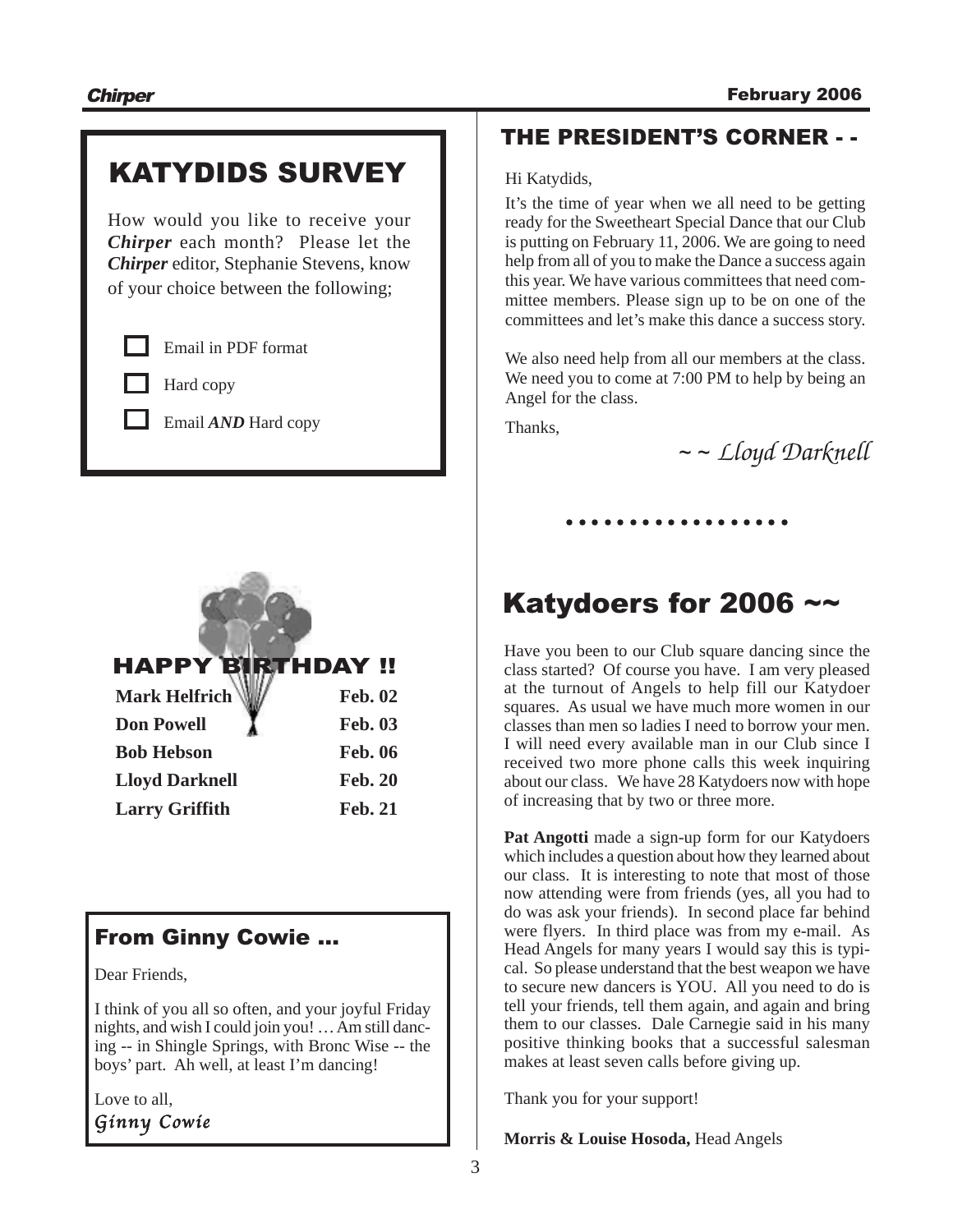## KATYDIDS SURVEY

How would you like to receive your ***Chirper*** each month? Please let the ***Chirper*** editor, Stephanie Stevens, know of your choice between the following;

- ☐ Email in PDF format
- ☐ Hard copy
- ☐ Email ***AND*** Hard copy

## HAPPY BIRTHDAY !!

| | |
|---|---|
| **Mark Helfrich** | **Feb. 02** |
| **Don Powell** | **Feb. 03** |
| **Bob Hebson** | **Feb. 06** |
| **Lloyd Darknell** | **Feb. 20** |
| **Larry Griffith** | **Feb. 21** |

## From Ginny Cowie ...

Dear Friends,

I think of you all so often, and your joyful Friday nights, and wish I could join you! … Am still dancing -- in Shingle Springs, with Bronc Wise -- the boys' part. Ah well, at least I'm dancing!

Love to all,
*Ginny Cowie*

## THE PRESIDENT'S CORNER - -

Hi Katydids,

It's the time of year when we all need to be getting ready for the Sweetheart Special Dance that our Club is putting on February 11, 2006. We are going to need help from all of you to make the Dance a success again this year. We have various committees that need committee members. Please sign up to be on one of the committees and let's make this dance a success story.

We also need help from all our members at the class. We need you to come at 7:00 PM to help by being an Angel for the class.

Thanks,

*~ ~ Lloyd Darknell*

. . . . . . . . . . . . . . . . . .

## Katydoers for 2006 ~~

Have you been to our Club square dancing since the class started? Of course you have. I am very pleased at the turnout of Angels to help fill our Katydoer squares. As usual we have much more women in our classes than men so ladies I need to borrow your men. I will need every available man in our Club since I received two more phone calls this week inquiring about our class. We have 28 Katydoers now with hope of increasing that by two or three more.

**Pat Angotti** made a sign-up form for our Katydoers which includes a question about how they learned about our class. It is interesting to note that most of those now attending were from friends (yes, all you had to do was ask your friends). In second place far behind were flyers. In third place was from my e-mail. As Head Angels for many years I would say this is typical. So please understand that the best weapon we have to secure new dancers is YOU. All you need to do is tell your friends, tell them again, and again and bring them to our classes. Dale Carnegie said in his many positive thinking books that a successful salesman makes at least seven calls before giving up.

Thank you for your support!

**Morris & Louise Hosoda,** Head Angels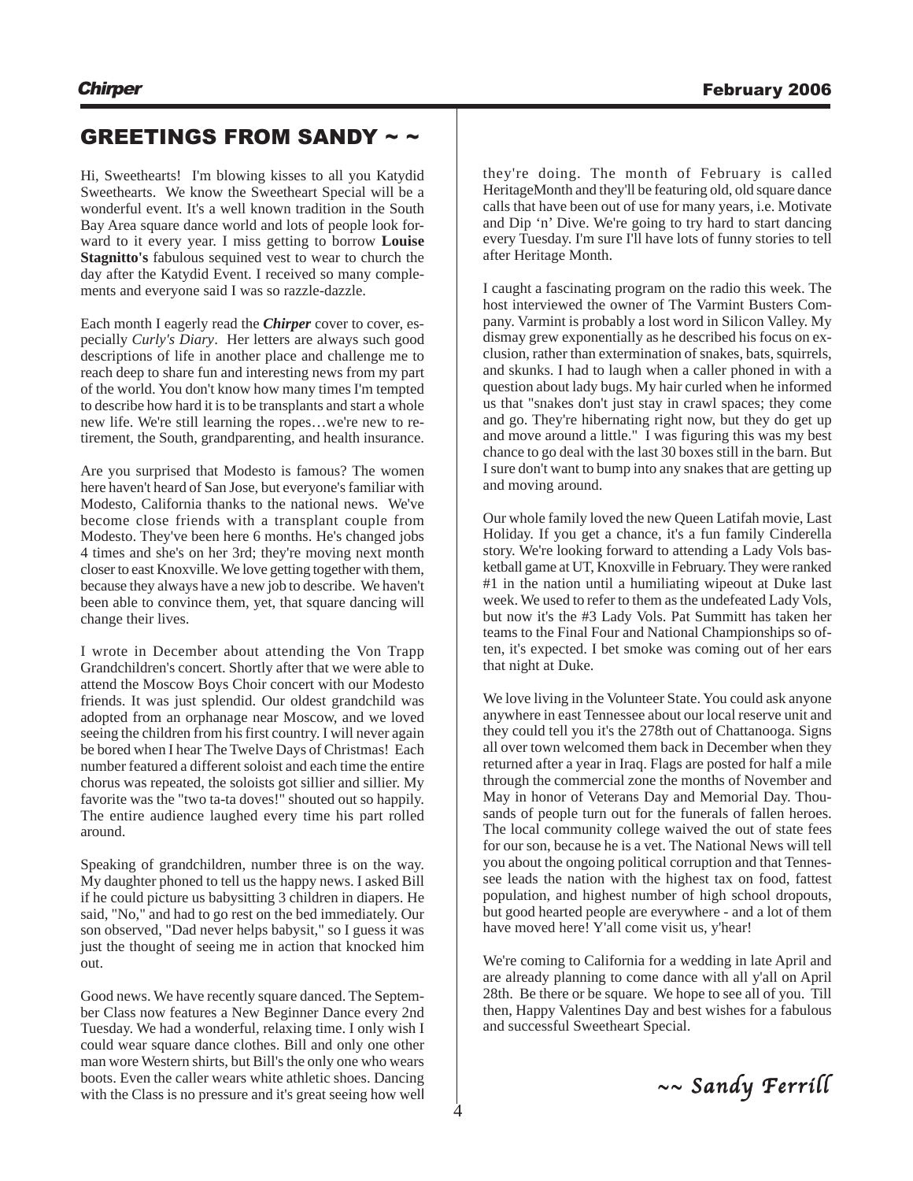## GREETINGS FROM SANDY ~ ~

Hi, Sweethearts! I'm blowing kisses to all you Katydid Sweethearts. We know the Sweetheart Special will be a wonderful event. It's a well known tradition in the South Bay Area square dance world and lots of people look forward to it every year. I miss getting to borrow **Louise Stagnitto's** fabulous sequined vest to wear to church the day after the Katydid Event. I received so many complements and everyone said I was so razzle-dazzle.

Each month I eagerly read the ***Chirper*** cover to cover, especially *Curly's Diary*. Her letters are always such good descriptions of life in another place and challenge me to reach deep to share fun and interesting news from my part of the world. You don't know how many times I'm tempted to describe how hard it is to be transplants and start a whole new life. We're still learning the ropes…we're new to retirement, the South, grandparenting, and health insurance.

Are you surprised that Modesto is famous? The women here haven't heard of San Jose, but everyone's familiar with Modesto, California thanks to the national news. We've become close friends with a transplant couple from Modesto. They've been here 6 months. He's changed jobs 4 times and she's on her 3rd; they're moving next month closer to east Knoxville. We love getting together with them, because they always have a new job to describe. We haven't been able to convince them, yet, that square dancing will change their lives.

I wrote in December about attending the Von Trapp Grandchildren's concert. Shortly after that we were able to attend the Moscow Boys Choir concert with our Modesto friends. It was just splendid. Our oldest grandchild was adopted from an orphanage near Moscow, and we loved seeing the children from his first country. I will never again be bored when I hear The Twelve Days of Christmas! Each number featured a different soloist and each time the entire chorus was repeated, the soloists got sillier and sillier. My favorite was the "two ta-ta doves!" shouted out so happily. The entire audience laughed every time his part rolled around.

Speaking of grandchildren, number three is on the way. My daughter phoned to tell us the happy news. I asked Bill if he could picture us babysitting 3 children in diapers. He said, "No," and had to go rest on the bed immediately. Our son observed, "Dad never helps babysit," so I guess it was just the thought of seeing me in action that knocked him out.

Good news. We have recently square danced. The September Class now features a New Beginner Dance every 2nd Tuesday. We had a wonderful, relaxing time. I only wish I could wear square dance clothes. Bill and only one other man wore Western shirts, but Bill's the only one who wears boots. Even the caller wears white athletic shoes. Dancing with the Class is no pressure and it's great seeing how well they're doing. The month of February is called HeritageMonth and they'll be featuring old, old square dance calls that have been out of use for many years, i.e. Motivate and Dip 'n' Dive. We're going to try hard to start dancing every Tuesday. I'm sure I'll have lots of funny stories to tell after Heritage Month.

I caught a fascinating program on the radio this week. The host interviewed the owner of The Varmint Busters Company. Varmint is probably a lost word in Silicon Valley. My dismay grew exponentially as he described his focus on exclusion, rather than extermination of snakes, bats, squirrels, and skunks. I had to laugh when a caller phoned in with a question about lady bugs. My hair curled when he informed us that "snakes don't just stay in crawl spaces; they come and go. They're hibernating right now, but they do get up and move around a little." I was figuring this was my best chance to go deal with the last 30 boxes still in the barn. But I sure don't want to bump into any snakes that are getting up and moving around.

Our whole family loved the new Queen Latifah movie, Last Holiday. If you get a chance, it's a fun family Cinderella story. We're looking forward to attending a Lady Vols basketball game at UT, Knoxville in February. They were ranked #1 in the nation until a humiliating wipeout at Duke last week. We used to refer to them as the undefeated Lady Vols, but now it's the #3 Lady Vols. Pat Summitt has taken her teams to the Final Four and National Championships so often, it's expected. I bet smoke was coming out of her ears that night at Duke.

We love living in the Volunteer State. You could ask anyone anywhere in east Tennessee about our local reserve unit and they could tell you it's the 278th out of Chattanooga. Signs all over town welcomed them back in December when they returned after a year in Iraq. Flags are posted for half a mile through the commercial zone the months of November and May in honor of Veterans Day and Memorial Day. Thousands of people turn out for the funerals of fallen heroes. The local community college waived the out of state fees for our son, because he is a vet. The National News will tell you about the ongoing political corruption and that Tennessee leads the nation with the highest tax on food, fattest population, and highest number of high school dropouts, but good hearted people are everywhere - and a lot of them have moved here! Y'all come visit us, y'hear!

We're coming to California for a wedding in late April and are already planning to come dance with all y'all on April 28th. Be there or be square. We hope to see all of you. Till then, Happy Valentines Day and best wishes for a fabulous and successful Sweetheart Special.

*~~ Sandy Ferrill*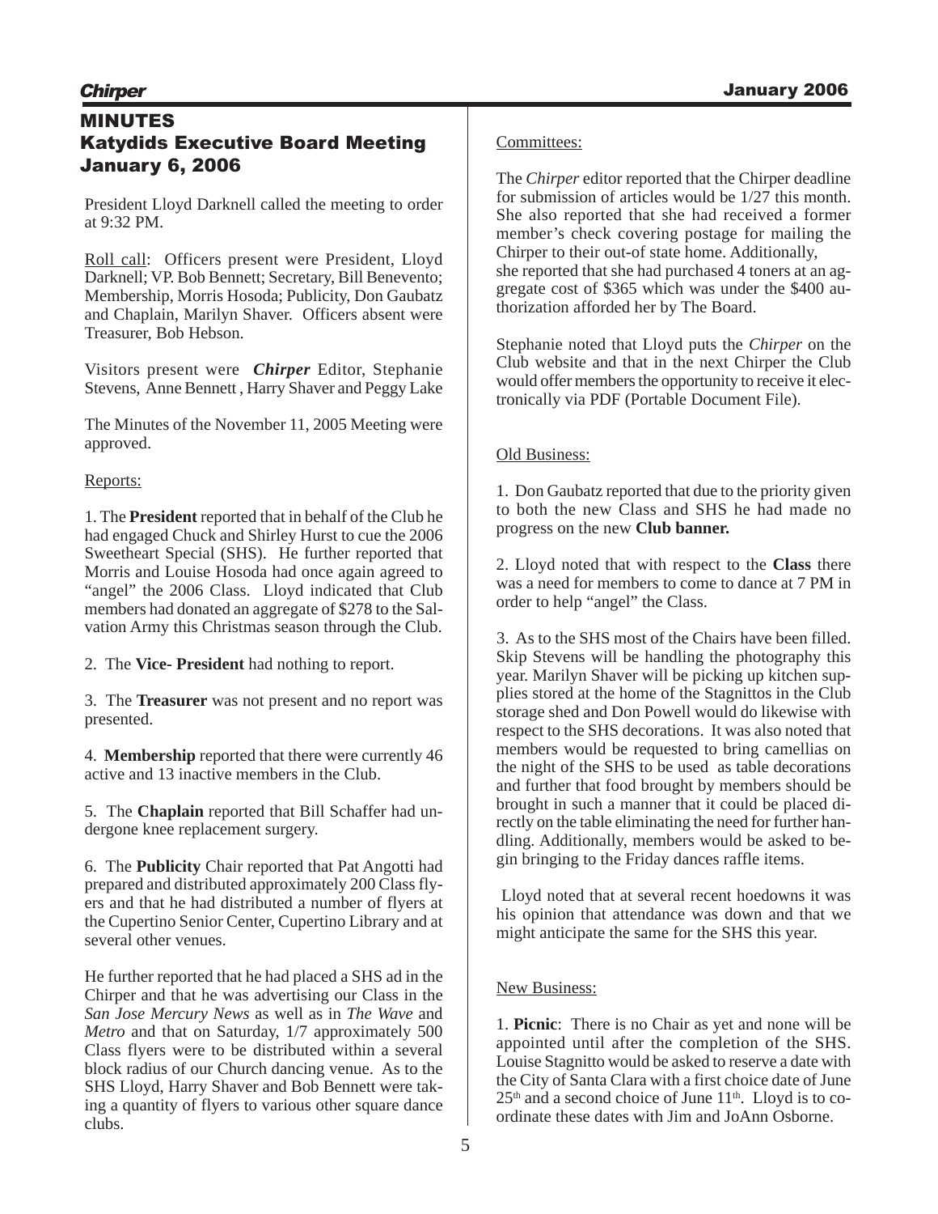# MINUTES
# Katydids Executive Board Meeting
# January 6, 2006

President Lloyd Darknell called the meeting to order at 9:32 PM.

Roll call: Officers present were President, Lloyd Darknell; VP. Bob Bennett; Secretary, Bill Benevento; Membership, Morris Hosoda; Publicity, Don Gaubatz and Chaplain, Marilyn Shaver. Officers absent were Treasurer, Bob Hebson.

Visitors present were ***Chirper*** Editor, Stephanie Stevens, Anne Bennett , Harry Shaver and Peggy Lake

The Minutes of the November 11, 2005 Meeting were approved.

Reports:

1. The **President** reported that in behalf of the Club he had engaged Chuck and Shirley Hurst to cue the 2006 Sweetheart Special (SHS). He further reported that Morris and Louise Hosoda had once again agreed to "angel" the 2006 Class. Lloyd indicated that Club members had donated an aggregate of $278 to the Salvation Army this Christmas season through the Club.

2. The **Vice- President** had nothing to report.

3. The **Treasurer** was not present and no report was presented.

4. **Membership** reported that there were currently 46 active and 13 inactive members in the Club.

5. The **Chaplain** reported that Bill Schaffer had undergone knee replacement surgery.

6. The **Publicity** Chair reported that Pat Angotti had prepared and distributed approximately 200 Class flyers and that he had distributed a number of flyers at the Cupertino Senior Center, Cupertino Library and at several other venues.

He further reported that he had placed a SHS ad in the Chirper and that he was advertising our Class in the *San Jose Mercury News* as well as in *The Wave* and *Metro* and that on Saturday, 1/7 approximately 500 Class flyers were to be distributed within a several block radius of our Church dancing venue. As to the SHS Lloyd, Harry Shaver and Bob Bennett were taking a quantity of flyers to various other square dance clubs.

Committees:

The *Chirper* editor reported that the Chirper deadline for submission of articles would be 1/27 this month. She also reported that she had received a former member's check covering postage for mailing the Chirper to their out-of state home. Additionally, she reported that she had purchased 4 toners at an aggregate cost of $365 which was under the $400 authorization afforded her by The Board.

Stephanie noted that Lloyd puts the *Chirper* on the Club website and that in the next Chirper the Club would offer members the opportunity to receive it electronically via PDF (Portable Document File).

Old Business:

1. Don Gaubatz reported that due to the priority given to both the new Class and SHS he had made no progress on the new **Club banner.**

2. Lloyd noted that with respect to the **Class** there was a need for members to come to dance at 7 PM in order to help "angel" the Class.

3. As to the SHS most of the Chairs have been filled. Skip Stevens will be handling the photography this year. Marilyn Shaver will be picking up kitchen supplies stored at the home of the Stagnittos in the Club storage shed and Don Powell would do likewise with respect to the SHS decorations. It was also noted that members would be requested to bring camellias on the night of the SHS to be used as table decorations and further that food brought by members should be brought in such a manner that it could be placed directly on the table eliminating the need for further handling. Additionally, members would be asked to begin bringing to the Friday dances raffle items.

Lloyd noted that at several recent hoedowns it was his opinion that attendance was down and that we might anticipate the same for the SHS this year.

New Business:

1. **Picnic**: There is no Chair as yet and none will be appointed until after the completion of the SHS. Louise Stagnitto would be asked to reserve a date with the City of Santa Clara with a first choice date of June 25th and a second choice of June 11th. Lloyd is to coordinate these dates with Jim and JoAnn Osborne.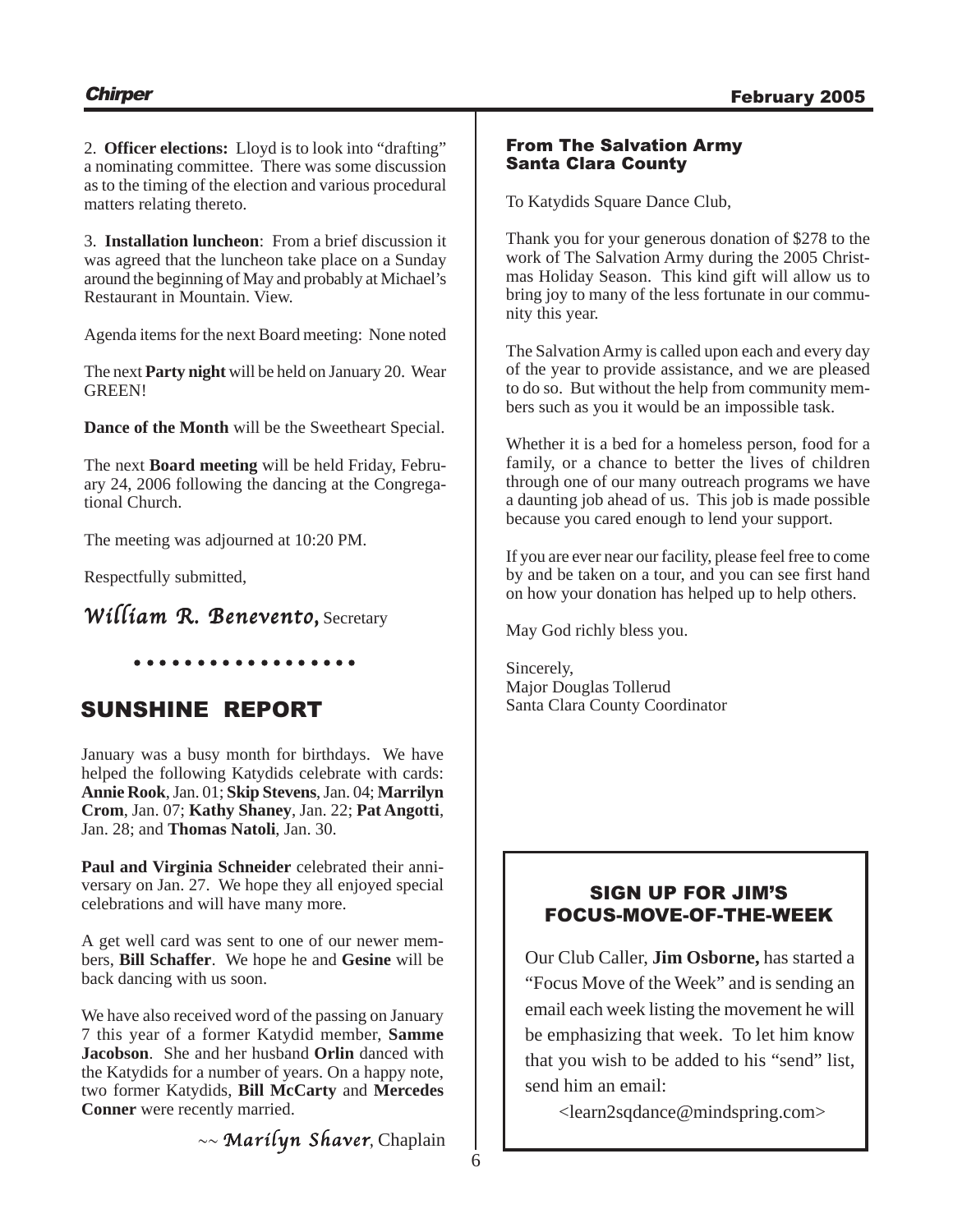2. **Officer elections:** Lloyd is to look into "drafting" a nominating committee. There was some discussion as to the timing of the election and various procedural matters relating thereto.

3. **Installation luncheon**: From a brief discussion it was agreed that the luncheon take place on a Sunday around the beginning of May and probably at Michael's Restaurant in Mountain. View.

Agenda items for the next Board meeting: None noted

The next **Party night** will be held on January 20. Wear GREEN!

**Dance of the Month** will be the Sweetheart Special.

The next **Board meeting** will be held Friday, February 24, 2006 following the dancing at the Congregational Church.

The meeting was adjourned at 10:20 PM.

Respectfully submitted,

*William R. Benevento*, Secretary

• • • • • • • • • • • • • • • • • •

## SUNSHINE REPORT

January was a busy month for birthdays. We have helped the following Katydids celebrate with cards: **Annie Rook**, Jan. 01; **Skip Stevens**, Jan. 04; **Marrilyn Crom**, Jan. 07; **Kathy Shaney**, Jan. 22; **Pat Angotti**, Jan. 28; and **Thomas Natoli**, Jan. 30.

**Paul and Virginia Schneider** celebrated their anniversary on Jan. 27. We hope they all enjoyed special celebrations and will have many more.

A get well card was sent to one of our newer members, **Bill Schaffer**. We hope he and **Gesine** will be back dancing with us soon.

We have also received word of the passing on January 7 this year of a former Katydid member, **Samme Jacobson**. She and her husband **Orlin** danced with the Katydids for a number of years. On a happy note, two former Katydids, **Bill McCarty** and **Mercedes Conner** were recently married.

~~ *Marilyn Shaver*, Chaplain

### From The Salvation Army Santa Clara County

To Katydids Square Dance Club,

Thank you for your generous donation of $278 to the work of The Salvation Army during the 2005 Christmas Holiday Season. This kind gift will allow us to bring joy to many of the less fortunate in our community this year.

The Salvation Army is called upon each and every day of the year to provide assistance, and we are pleased to do so. But without the help from community members such as you it would be an impossible task.

Whether it is a bed for a homeless person, food for a family, or a chance to better the lives of children through one of our many outreach programs we have a daunting job ahead of us. This job is made possible because you cared enough to lend your support.

If you are ever near our facility, please feel free to come by and be taken on a tour, and you can see first hand on how your donation has helped up to help others.

May God richly bless you.

Sincerely,
Major Douglas Tollerud
Santa Clara County Coordinator

### SIGN UP FOR JIM'S FOCUS-MOVE-OF-THE-WEEK

Our Club Caller, **Jim Osborne,** has started a "Focus Move of the Week" and is sending an email each week listing the movement he will be emphasizing that week. To let him know that you wish to be added to his "send" list, send him an email:

<learn2sqdance@mindspring.com>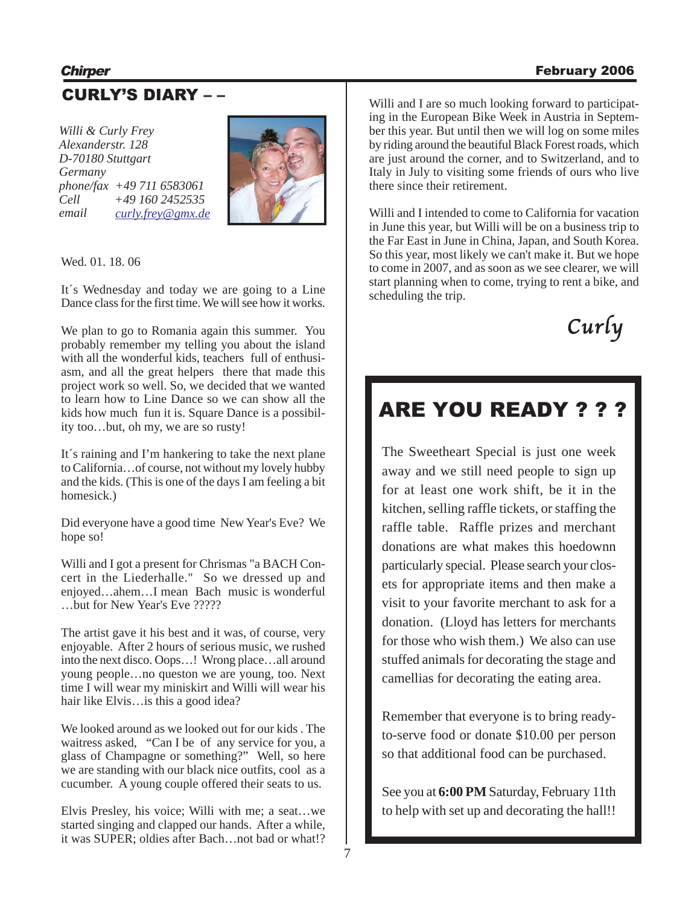## CURLY'S DIARY – –

*Willi & Curly Frey*
*Alexanderstr. 128*
*D-70180 Stuttgart*
*Germany*
*phone/fax +49 711 6583061*
*Cell +49 160 2452535*
*email curly.frey@gmx.de*

Wed. 01. 18. 06

It´s Wednesday and today we are going to a Line Dance class for the first time. We will see how it works.

We plan to go to Romania again this summer. You probably remember my telling you about the island with all the wonderful kids, teachers full of enthusiasm, and all the great helpers there that made this project work so well. So, we decided that we wanted to learn how to Line Dance so we can show all the kids how much fun it is. Square Dance is a possibility too…but, oh my, we are so rusty!

It´s raining and I'm hankering to take the next plane to California…of course, not without my lovely hubby and the kids. (This is one of the days I am feeling a bit homesick.)

Did everyone have a good time New Year's Eve? We hope so!

Willi and I got a present for Christmas "a BACH Concert in the Liederhalle." So we dressed up and enjoyed…ahem…I mean Bach music is wonderful …but for New Year's Eve ?????

The artist gave it his best and it was, of course, very enjoyable. After 2 hours of serious music, we rushed into the next disco. Oops…! Wrong place…all around young people…no queston we are young, too. Next time I will wear my miniskirt and Willi will wear his hair like Elvis…is this a good idea?

We looked around as we looked out for our kids . The waitress asked, "Can I be of any service for you, a glass of Champagne or something?" Well, so here we are standing with our black nice outfits, cool as a cucumber. A young couple offered their seats to us.

Elvis Presley, his voice; Willi with me; a seat…we started singing and clapped our hands. After a while, it was SUPER; oldies after Bach…not bad or what!?

Willi and I are so much looking forward to participating in the European Bike Week in Austria in September this year. But until then we will log on some miles by riding around the beautiful Black Forest roads, which are just around the corner, and to Switzerland, and to Italy in July to visiting some friends of ours who live there since their retirement.

Willi and I intended to come to California for vacation in June this year, but Willi will be on a business trip to the Far East in June in China, Japan, and South Korea. So this year, most likely we can't make it. But we hope to come in 2007, and as soon as we see clearer, we will start planning when to come, trying to rent a bike, and scheduling the trip.

*Curly*

## ARE YOU READY ? ? ?

The Sweetheart Special is just one week away and we still need people to sign up for at least one work shift, be it in the kitchen, selling raffle tickets, or staffing the raffle table. Raffle prizes and merchant donations are what makes this hoedownn particularly special. Please search your closets for appropriate items and then make a visit to your favorite merchant to ask for a donation. (Lloyd has letters for merchants for those who wish them.) We also can use stuffed animals for decorating the stage and camellias for decorating the eating area.

Remember that everyone is to bring ready-to-serve food or donate $10.00 per person so that additional food can be purchased.

See you at **6:00 PM** Saturday, February 11th to help with set up and decorating the hall!!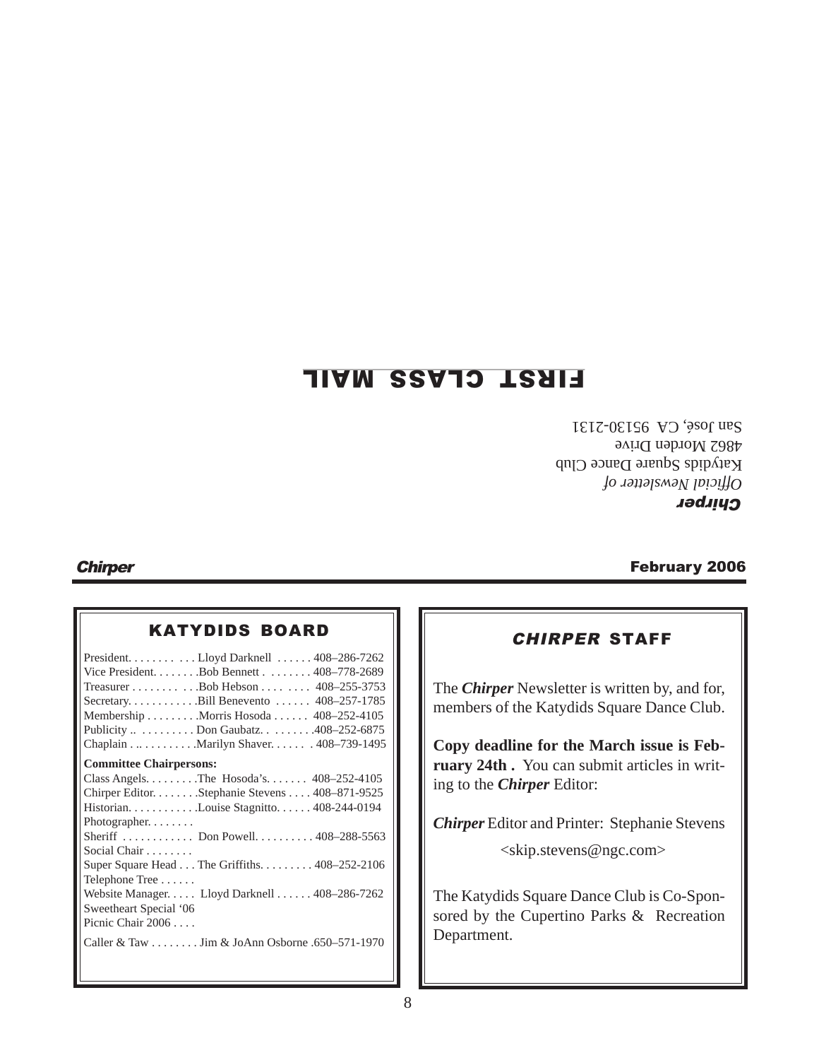**FIRST CLASS MAIL**

***Chirper***
*Official Newsletter of*
Katydids Square Dance Club
4862 Morden Drive
San José, CA 95130-2131

***Chirper*** **February 2006**

## KATYDIDS BOARD

President. . . . . . . . . . . . Lloyd Darknell . . . . . . 408–286-7262
Vice President. . . . . . . .Bob Bennett . . . . . . . . 408–778-2689
Treasurer . . . . . . . . . . . .Bob Hebson . . . . . . . . 408–255-3753
Secretary. . . . . . . . . . . .Bill Benevento . . . . . . 408–257-1785
Membership . . . . . . . . .Morris Hosoda . . . . . . 408–252-4105
Publicity .. . . . . . . . . . Don Gaubatz. . . . . . . . .408–252-6875
Chaplain . .. . . . . . . . . .Marilyn Shaver. . . . . . . 408–739-1495

**Committee Chairpersons:**

Class Angels. . . . . . . . .The Hosoda's. . . . . . . 408–252-4105
Chirper Editor. . . . . . . .Stephanie Stevens . . . . 408–871-9525
Historian. . . . . . . . . . . .Louise Stagnitto. . . . . . 408-244-0194
Photographer. . . . . . . .
Sheriff . . . . . . . . . . . . Don Powell. . . . . . . . . . 408–288-5563
Social Chair . . . . . . . .
Super Square Head . . . The Griffiths. . . . . . . . . 408–252-2106
Telephone Tree . . . . . .
Website Manager. . . . . Lloyd Darknell . . . . . . 408–286-7262
Sweetheart Special '06
Picnic Chair 2006 . . . .

Caller & Taw . . . . . . . . Jim & JoAnn Osborne .650–571-1970

## *CHIRPER* STAFF

The ***Chirper*** Newsletter is written by, and for, members of the Katydids Square Dance Club.

**Copy deadline for the March issue is February 24th .** You can submit articles in writing to the ***Chirper*** Editor:

***Chirper*** Editor and Printer: Stephanie Stevens

<skip.stevens@ngc.com>

The Katydids Square Dance Club is Co-Sponsored by the Cupertino Parks & Recreation Department.